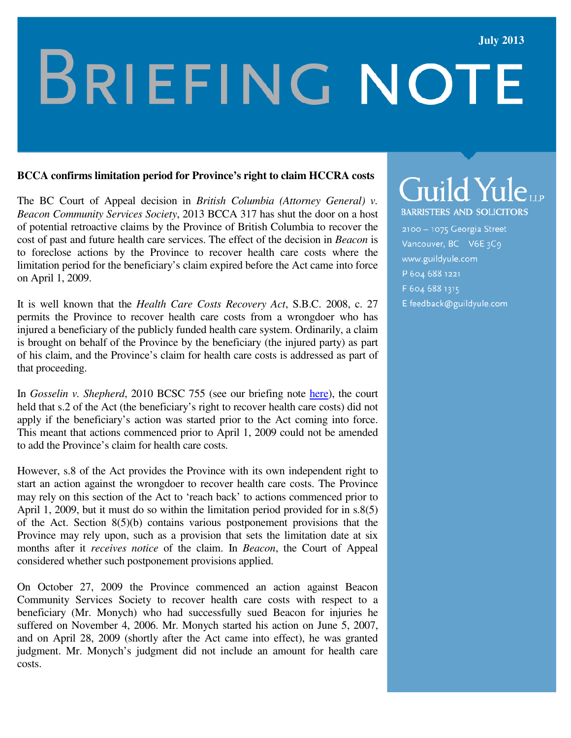# BRIEFING NOTE

July 2013

**BCCA confirms limitation period for Province's right to claim HCCRA costs**

The BC Court of Appeal decision in *British Columbia (Attorney General) v. Beacon Community Services Society*, 2013 BCCA 317 has shut the door on a host of potential retroactive claims by the Province of British Columbia to recover the cost of past and future health care services. The effect of the decision in *Beacon* is to foreclose actions by the Province to recover health care costs where the limitation period for the beneficiary's claim expired before the Act came into force on April 1, 2009.

It is well known that the *Health Care Costs Recovery Act*, S.B.C. 2008, c. 27 permits the Province to recover health care costs from a wrongdoer who has injured a beneficiary of the publicly funded health care system. Ordinarily, a claim is brought on behalf of the Province by the beneficiary (the injured party) as part of his claim, and the Province's claim for health care costs is addressed as part of that proceeding.

In *Gosselin v. Shepherd*, 2010 BCSC 755 (see our briefing note here), the court held that s.2 of the Act (the beneficiary's right to recover health care costs) did not apply if the beneficiary's action was started prior to the Act coming into force. This meant that actions commenced prior to April 1, 2009 could not be amended to add the Province's claim for health care costs.

However, s.8 of the Act provides the Province with its own independent right to start an action against the wrongdoer to recover health care costs. The Province may rely on this section of the Act to 'reach back' to actions commenced prior to April 1, 2009, but it must do so within the limitation period provided for in s.8(5) of the Act. Section 8(5)(b) contains various postponement provisions that the Province may rely upon, such as a provision that sets the limitation date at six months after it *receives notice* of the claim. In *Beacon*, the Court of Appeal considered whether such postponement provisions applied.

On October 27, 2009 the Province commenced an action against Beacon Community Services Society to recover health care costs with respect to a beneficiary (Mr. Monych) who had successfully sued Beacon for injuries he suffered on November 4, 2006. Mr. Monych started his action on June 5, 2007, and on April 28, 2009 (shortly after the Act came into effect), he was granted judgment. Mr. Monych's judgment did not include an amount for health care costs.

Guild Yule LLP
BARRISTERS AND SOLICITORS
2100 – 1075 Georgia Street
Vancouver, BC V6E 3C9
www.guildyule.com
P 604 688 1221
F 604 688 1315
E feedback@guildyule.com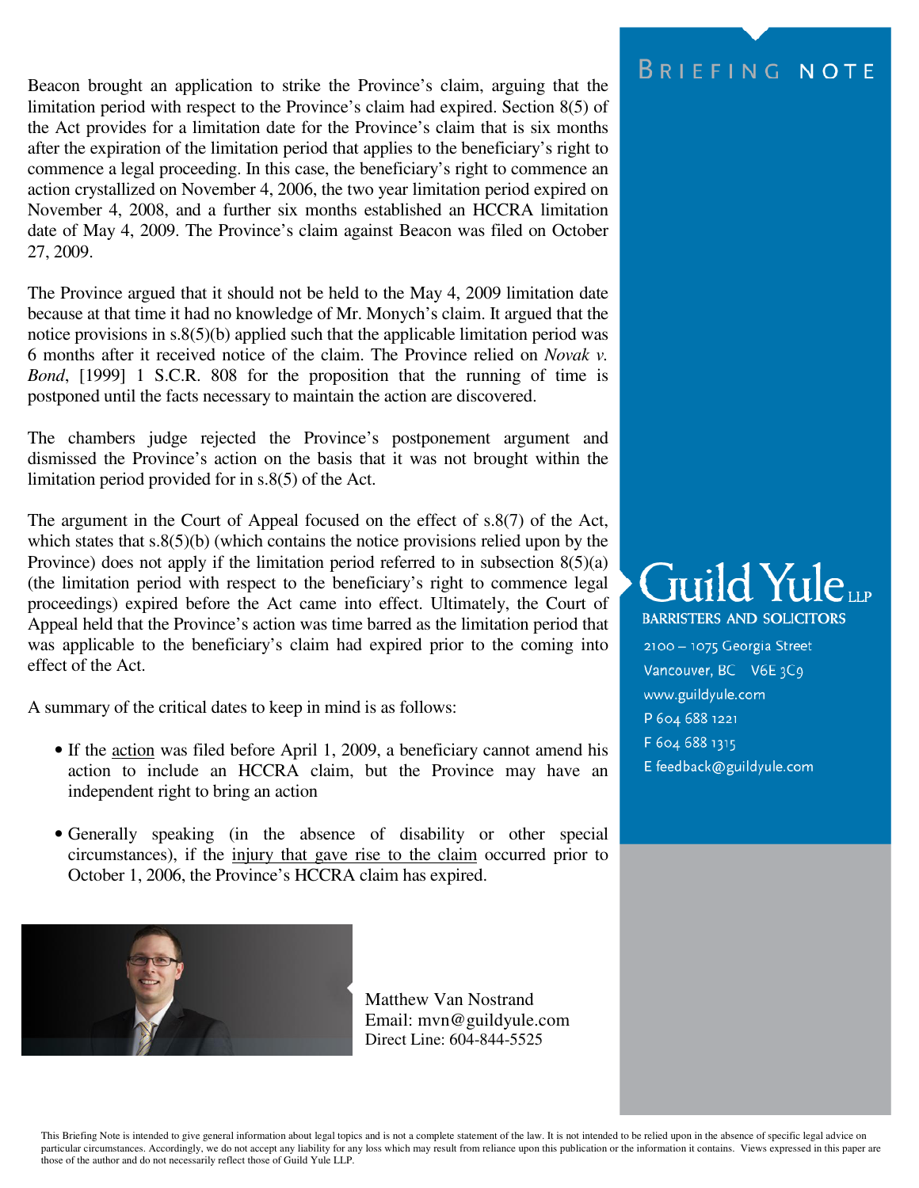Beacon brought an application to strike the Province's claim, arguing that the limitation period with respect to the Province's claim had expired. Section 8(5) of the Act provides for a limitation date for the Province's claim that is six months after the expiration of the limitation period that applies to the beneficiary's right to commence a legal proceeding. In this case, the beneficiary's right to commence an action crystallized on November 4, 2006, the two year limitation period expired on November 4, 2008, and a further six months established an HCCRA limitation date of May 4, 2009. The Province's claim against Beacon was filed on October 27, 2009.

The Province argued that it should not be held to the May 4, 2009 limitation date because at that time it had no knowledge of Mr. Monych's claim. It argued that the notice provisions in s.8(5)(b) applied such that the applicable limitation period was 6 months after it received notice of the claim. The Province relied on *Novak v. Bond*, [1999] 1 S.C.R. 808 for the proposition that the running of time is postponed until the facts necessary to maintain the action are discovered.

The chambers judge rejected the Province's postponement argument and dismissed the Province's action on the basis that it was not brought within the limitation period provided for in s.8(5) of the Act.

The argument in the Court of Appeal focused on the effect of s.8(7) of the Act, which states that s.8(5)(b) (which contains the notice provisions relied upon by the Province) does not apply if the limitation period referred to in subsection 8(5)(a) (the limitation period with respect to the beneficiary's right to commence legal proceedings) expired before the Act came into effect. Ultimately, the Court of Appeal held that the Province's action was time barred as the limitation period that was applicable to the beneficiary's claim had expired prior to the coming into effect of the Act.

A summary of the critical dates to keep in mind is as follows:

- If the <u>action</u> was filed before April 1, 2009, a beneficiary cannot amend his action to include an HCCRA claim, but the Province may have an independent right to bring an action
- Generally speaking (in the absence of disability or other special circumstances), if the <u>injury that gave rise to the claim</u> occurred prior to October 1, 2006, the Province's HCCRA claim has expired.

Matthew Van Nostrand
Email: mvn@guildyule.com
Direct Line: 604-844-5525

**BRIEFING NOTE**

**Guild Yule LLP**
BARRISTERS AND SOLICITORS
2100 – 1075 Georgia Street
Vancouver, BC V6E 3C9
www.guildyule.com
P 604 688 1221
F 604 688 1315
E feedback@guildyule.com

This Briefing Note is intended to give general information about legal topics and is not a complete statement of the law. It is not intended to be relied upon in the absence of specific legal advice on particular circumstances. Accordingly, we do not accept any liability for any loss which may result from reliance upon this publication or the information it contains. Views expressed in this paper are those of the author and do not necessarily reflect those of Guild Yule LLP.